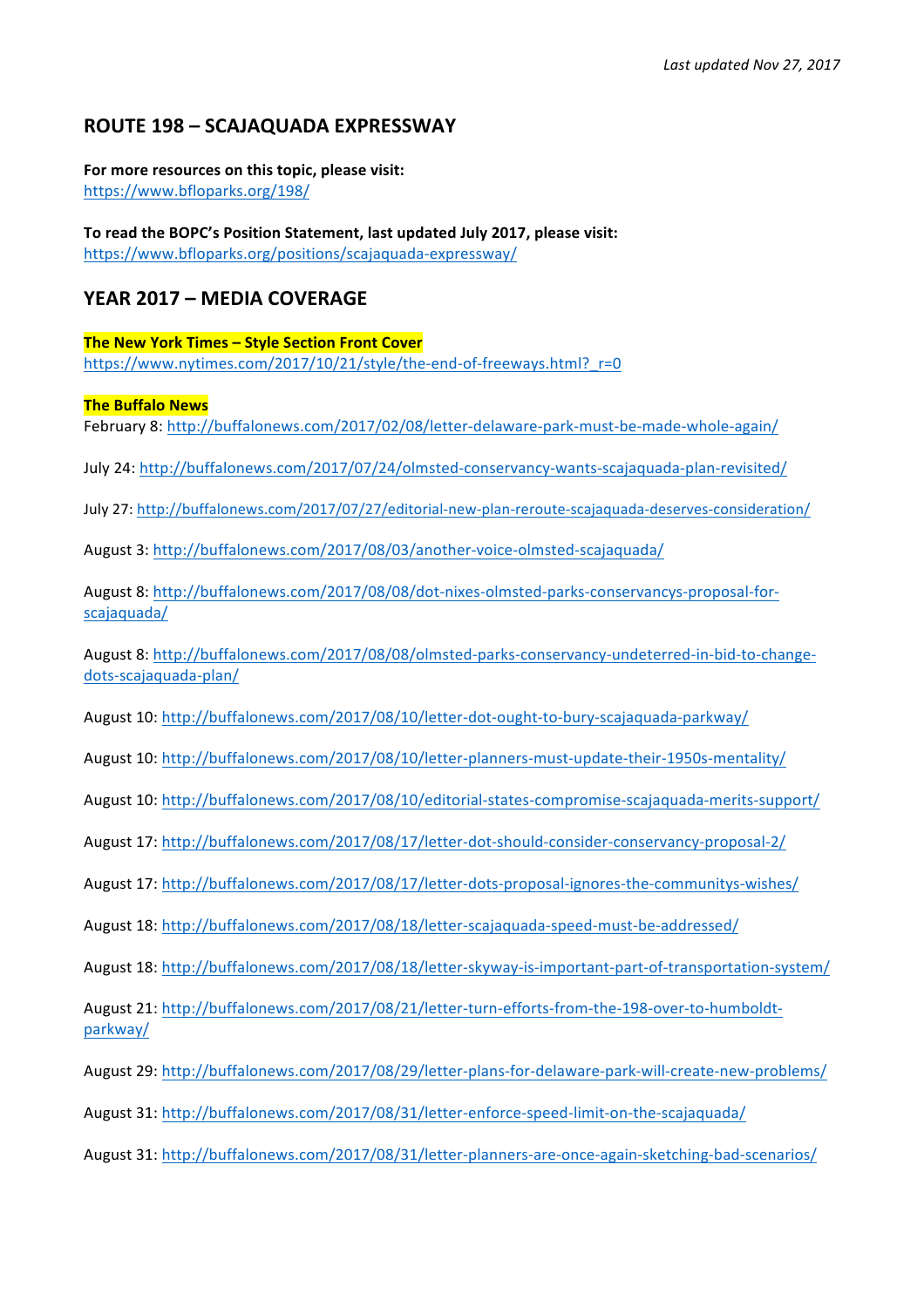*Last updated Nov 27, 2017*

## ROUTE 198 – SCAJAQUADA EXPRESSWAY

**For more resources on this topic, please visit:**
https://www.bfloparks.org/198/

**To read the BOPC's Position Statement, last updated July 2017, please visit:**
https://www.bfloparks.org/positions/scajaquada-expressway/

## YEAR 2017 – MEDIA COVERAGE

**The New York Times – Style Section Front Cover**
https://www.nytimes.com/2017/10/21/style/the-end-of-freeways.html?_r=0

**The Buffalo News**
February 8: http://buffalonews.com/2017/02/08/letter-delaware-park-must-be-made-whole-again/

July 24: http://buffalonews.com/2017/07/24/olmsted-conservancy-wants-scajaquada-plan-revisited/

July 27: http://buffalonews.com/2017/07/27/editorial-new-plan-reroute-scajaquada-deserves-consideration/

August 3: http://buffalonews.com/2017/08/03/another-voice-olmsted-scajaquada/

August 8: http://buffalonews.com/2017/08/08/dot-nixes-olmsted-parks-conservancys-proposal-for-scajaquada/

August 8: http://buffalonews.com/2017/08/08/olmsted-parks-conservancy-undeterred-in-bid-to-change-dots-scajaquada-plan/

August 10: http://buffalonews.com/2017/08/10/letter-dot-ought-to-bury-scajaquada-parkway/

August 10: http://buffalonews.com/2017/08/10/letter-planners-must-update-their-1950s-mentality/

August 10: http://buffalonews.com/2017/08/10/editorial-states-compromise-scajaquada-merits-support/

August 17: http://buffalonews.com/2017/08/17/letter-dot-should-consider-conservancy-proposal-2/

August 17: http://buffalonews.com/2017/08/17/letter-dots-proposal-ignores-the-communitys-wishes/

August 18: http://buffalonews.com/2017/08/18/letter-scajaquada-speed-must-be-addressed/

August 18: http://buffalonews.com/2017/08/18/letter-skyway-is-important-part-of-transportation-system/

August 21: http://buffalonews.com/2017/08/21/letter-turn-efforts-from-the-198-over-to-humboldt-parkway/

August 29: http://buffalonews.com/2017/08/29/letter-plans-for-delaware-park-will-create-new-problems/

August 31: http://buffalonews.com/2017/08/31/letter-enforce-speed-limit-on-the-scajaquada/

August 31: http://buffalonews.com/2017/08/31/letter-planners-are-once-again-sketching-bad-scenarios/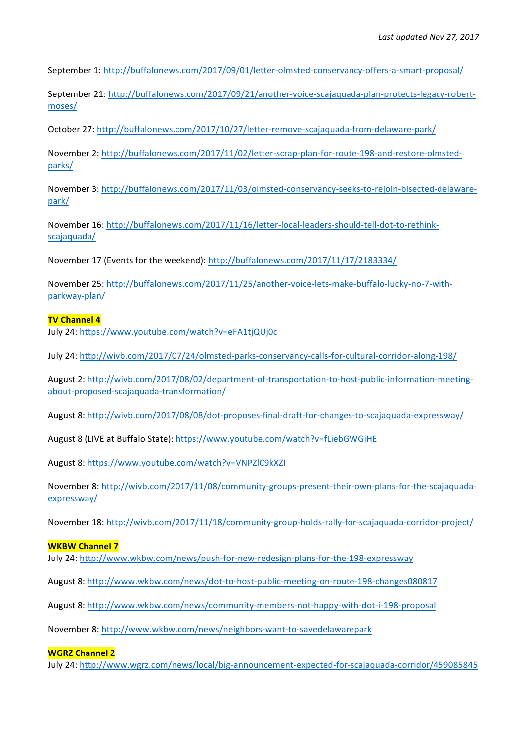*Last updated Nov 27, 2017*

September 1: http://buffalonews.com/2017/09/01/letter-olmsted-conservancy-offers-a-smart-proposal/

September 21: http://buffalonews.com/2017/09/21/another-voice-scajaquada-plan-protects-legacy-robert-moses/

October 27: http://buffalonews.com/2017/10/27/letter-remove-scajaquada-from-delaware-park/

November 2: http://buffalonews.com/2017/11/02/letter-scrap-plan-for-route-198-and-restore-olmsted-parks/

November 3: http://buffalonews.com/2017/11/03/olmsted-conservancy-seeks-to-rejoin-bisected-delaware-park/

November 16: http://buffalonews.com/2017/11/16/letter-local-leaders-should-tell-dot-to-rethink-scajaquada/

November 17 (Events for the weekend): http://buffalonews.com/2017/11/17/2183334/

November 25: http://buffalonews.com/2017/11/25/another-voice-lets-make-buffalo-lucky-no-7-with-parkway-plan/

**TV Channel 4**

July 24: https://www.youtube.com/watch?v=eFA1tjQUj0c

July 24: http://wivb.com/2017/07/24/olmsted-parks-conservancy-calls-for-cultural-corridor-along-198/

August 2: http://wivb.com/2017/08/02/department-of-transportation-to-host-public-information-meeting-about-proposed-scajaquada-transformation/

August 8: http://wivb.com/2017/08/08/dot-proposes-final-draft-for-changes-to-scajaquada-expressway/

August 8 (LIVE at Buffalo State): https://www.youtube.com/watch?v=fLiebGWGiHE

August 8: https://www.youtube.com/watch?v=VNPZlC9kXZI

November 8: http://wivb.com/2017/11/08/community-groups-present-their-own-plans-for-the-scajaquada-expressway/

November 18: http://wivb.com/2017/11/18/community-group-holds-rally-for-scajaquada-corridor-project/

**WKBW Channel 7**

July 24: http://www.wkbw.com/news/push-for-new-redesign-plans-for-the-198-expressway

August 8: http://www.wkbw.com/news/dot-to-host-public-meeting-on-route-198-changes080817

August 8: http://www.wkbw.com/news/community-members-not-happy-with-dot-i-198-proposal

November 8: http://www.wkbw.com/news/neighbors-want-to-savedelawarepark

**WGRZ Channel 2**

July 24: http://www.wgrz.com/news/local/big-announcement-expected-for-scajaquada-corridor/459085845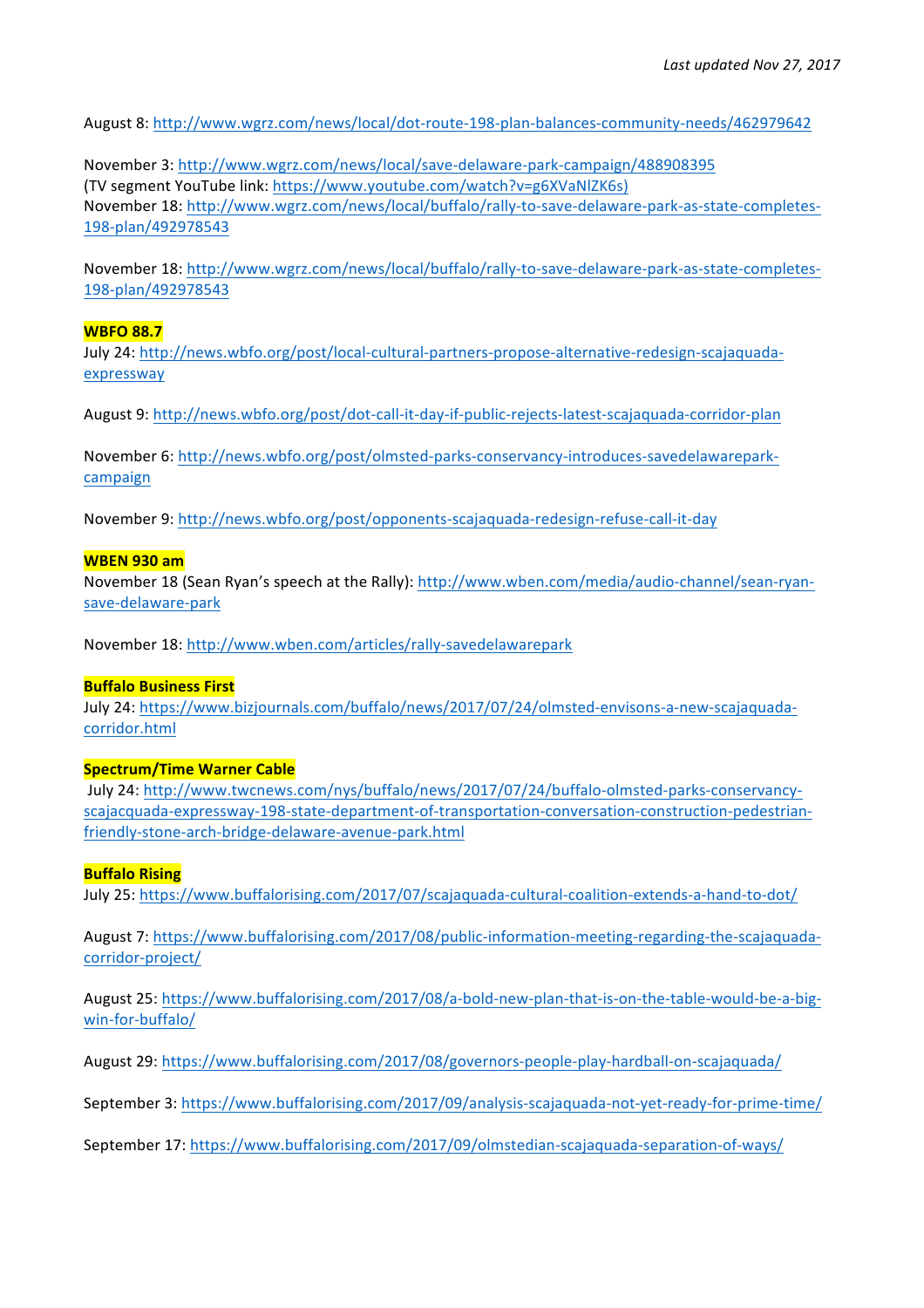*Last updated Nov 27, 2017*

August 8: http://www.wgrz.com/news/local/dot-route-198-plan-balances-community-needs/462979642

November 3: http://www.wgrz.com/news/local/save-delaware-park-campaign/488908395
(TV segment YouTube link: https://www.youtube.com/watch?v=g6XVaNlZK6s)
November 18: http://www.wgrz.com/news/local/buffalo/rally-to-save-delaware-park-as-state-completes-198-plan/492978543

November 18: http://www.wgrz.com/news/local/buffalo/rally-to-save-delaware-park-as-state-completes-198-plan/492978543

**WBFO 88.7**
July 24: http://news.wbfo.org/post/local-cultural-partners-propose-alternative-redesign-scajaquada-expressway

August 9: http://news.wbfo.org/post/dot-call-it-day-if-public-rejects-latest-scajaquada-corridor-plan

November 6: http://news.wbfo.org/post/olmsted-parks-conservancy-introduces-savedelawarepark-campaign

November 9: http://news.wbfo.org/post/opponents-scajaquada-redesign-refuse-call-it-day

**WBEN 930 am**
November 18 (Sean Ryan's speech at the Rally): http://www.wben.com/media/audio-channel/sean-ryan-save-delaware-park

November 18: http://www.wben.com/articles/rally-savedelawarepark

**Buffalo Business First**
July 24: https://www.bizjournals.com/buffalo/news/2017/07/24/olmsted-envisons-a-new-scajaquada-corridor.html

**Spectrum/Time Warner Cable**
July 24: http://www.twcnews.com/nys/buffalo/news/2017/07/24/buffalo-olmsted-parks-conservancy-scajacquada-expressway-198-state-department-of-transportation-conversation-construction-pedestrian-friendly-stone-arch-bridge-delaware-avenue-park.html

**Buffalo Rising**
July 25: https://www.buffalorising.com/2017/07/scajaquada-cultural-coalition-extends-a-hand-to-dot/

August 7: https://www.buffalorising.com/2017/08/public-information-meeting-regarding-the-scajaquada-corridor-project/

August 25: https://www.buffalorising.com/2017/08/a-bold-new-plan-that-is-on-the-table-would-be-a-big-win-for-buffalo/

August 29: https://www.buffalorising.com/2017/08/governors-people-play-hardball-on-scajaquada/

September 3: https://www.buffalorising.com/2017/09/analysis-scajaquada-not-yet-ready-for-prime-time/

September 17: https://www.buffalorising.com/2017/09/olmstedian-scajaquada-separation-of-ways/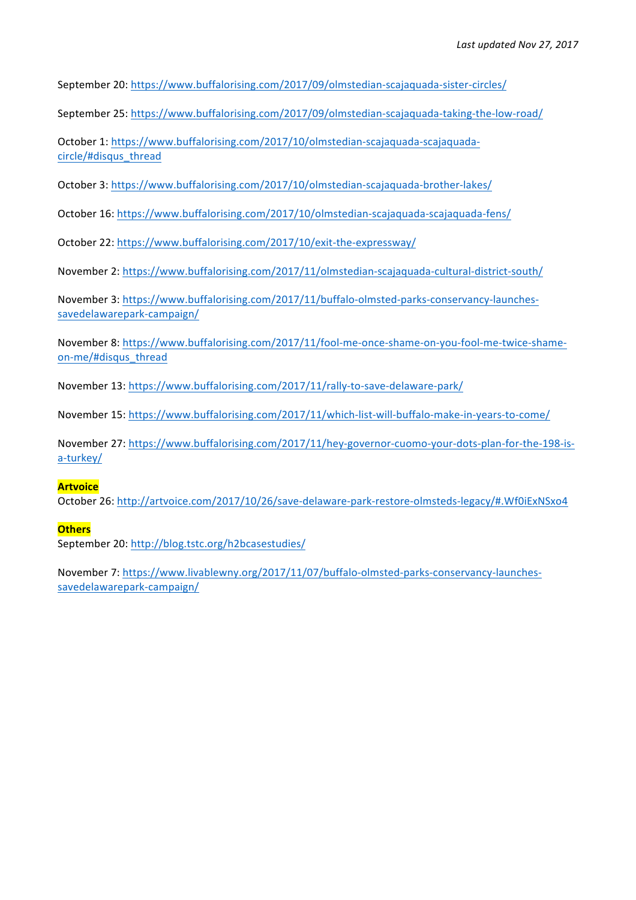*Last updated Nov 27, 2017*

September 20: https://www.buffalorising.com/2017/09/olmstedian-scajaquada-sister-circles/

September 25: https://www.buffalorising.com/2017/09/olmstedian-scajaquada-taking-the-low-road/

October 1: https://www.buffalorising.com/2017/10/olmstedian-scajaquada-scajaquada-circle/#disqus_thread

October 3: https://www.buffalorising.com/2017/10/olmstedian-scajaquada-brother-lakes/

October 16: https://www.buffalorising.com/2017/10/olmstedian-scajaquada-scajaquada-fens/

October 22: https://www.buffalorising.com/2017/10/exit-the-expressway/

November 2: https://www.buffalorising.com/2017/11/olmstedian-scajaquada-cultural-district-south/

November 3: https://www.buffalorising.com/2017/11/buffalo-olmsted-parks-conservancy-launches-savedelawarepark-campaign/

November 8: https://www.buffalorising.com/2017/11/fool-me-once-shame-on-you-fool-me-twice-shame-on-me/#disqus_thread

November 13: https://www.buffalorising.com/2017/11/rally-to-save-delaware-park/

November 15: https://www.buffalorising.com/2017/11/which-list-will-buffalo-make-in-years-to-come/

November 27: https://www.buffalorising.com/2017/11/hey-governor-cuomo-your-dots-plan-for-the-198-is-a-turkey/

**Artvoice**

October 26: http://artvoice.com/2017/10/26/save-delaware-park-restore-olmsteds-legacy/#.Wf0iExNSxo4

**Others**

September 20: http://blog.tstc.org/h2bcasestudies/

November 7: https://www.livablewny.org/2017/11/07/buffalo-olmsted-parks-conservancy-launches-savedelawarepark-campaign/